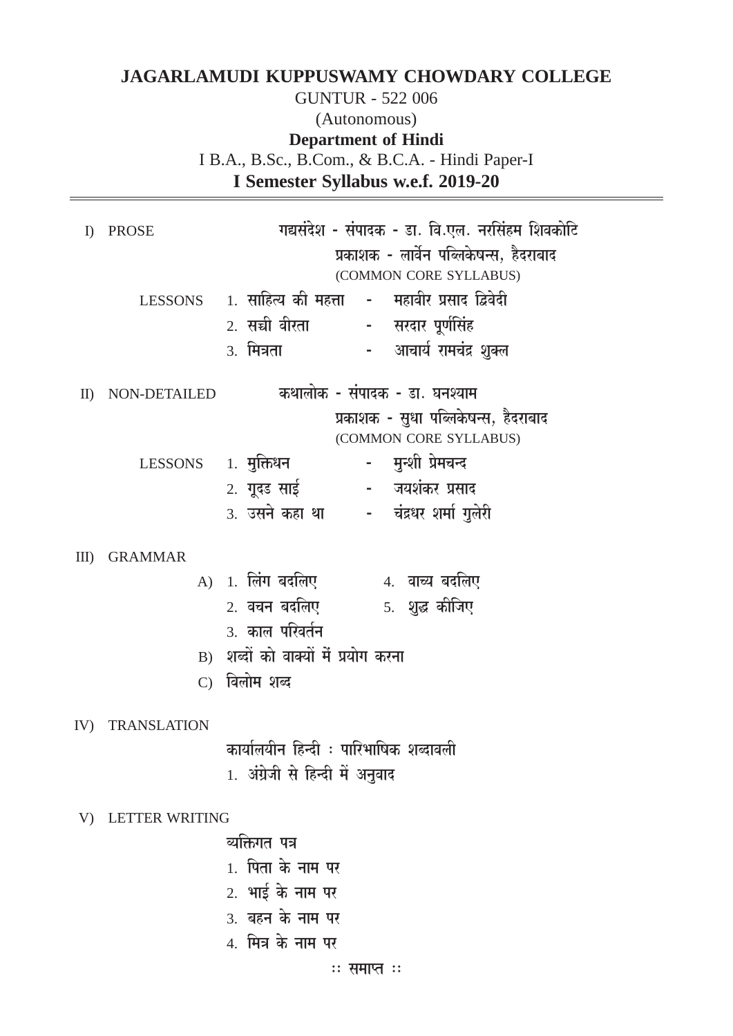# JAGARLAMUDI KUPPUSWAMY CHOWDARY COLLEGE

GUNTUR - 522 006

(Autonomous)

**Department of Hindi**

I B.A., B.Sc., B.Com., & B.C.A. - Hindi Paper-I

**I Semester Syllabus w.e.f. 2019-20**

---

**I) PROSE** — गद्यसंदेश - संपादक - डा. वि.एल. नरसिंहम शिवकोटि

प्रकाशक - लार्वेन पब्लिकेषन्स, हैदराबाद

(COMMON CORE SYLLABUS)

LESSONS

1. साहित्य की महत्ता - महावीर प्रसाद द्विवेदी
2. सच्ची वीरता - सरदार पूर्णसिंह
3. मित्रता - आचार्य रामचंद्र शुक्ल

**II) NON-DETAILED** — कथालोक - संपादक - डा. घनश्याम

प्रकाशक - सुधा पब्लिकेषन्स, हैदराबाद

(COMMON CORE SYLLABUS)

LESSONS

1. मुक्तिधन - मुन्शी प्रेमचन्द
2. गूदड साई - जयशंकर प्रसाद
3. उसने कहा था - चंद्रधर शर्मा गुलेरी

**III) GRAMMAR**

A)
1. लिंग बदलिए
2. वचन बदलिए
3. काल परिवर्तन
4. वाच्य बदलिए
5. शुद्ध कीजिए

B) शब्दों को वाक्यों में प्रयोग करना

C) विलोम शब्द

**IV) TRANSLATION**

कार्यालयीन हिन्दी : पारिभाषिक शब्दावली

1. अंग्रेजी से हिन्दी में अनुवाद

**V) LETTER WRITING**

व्यक्तिगत पत्र

1. पिता के नाम पर
2. भाई के नाम पर
3. बहन के नाम पर
4. मित्र के नाम पर

:: समाप्त ::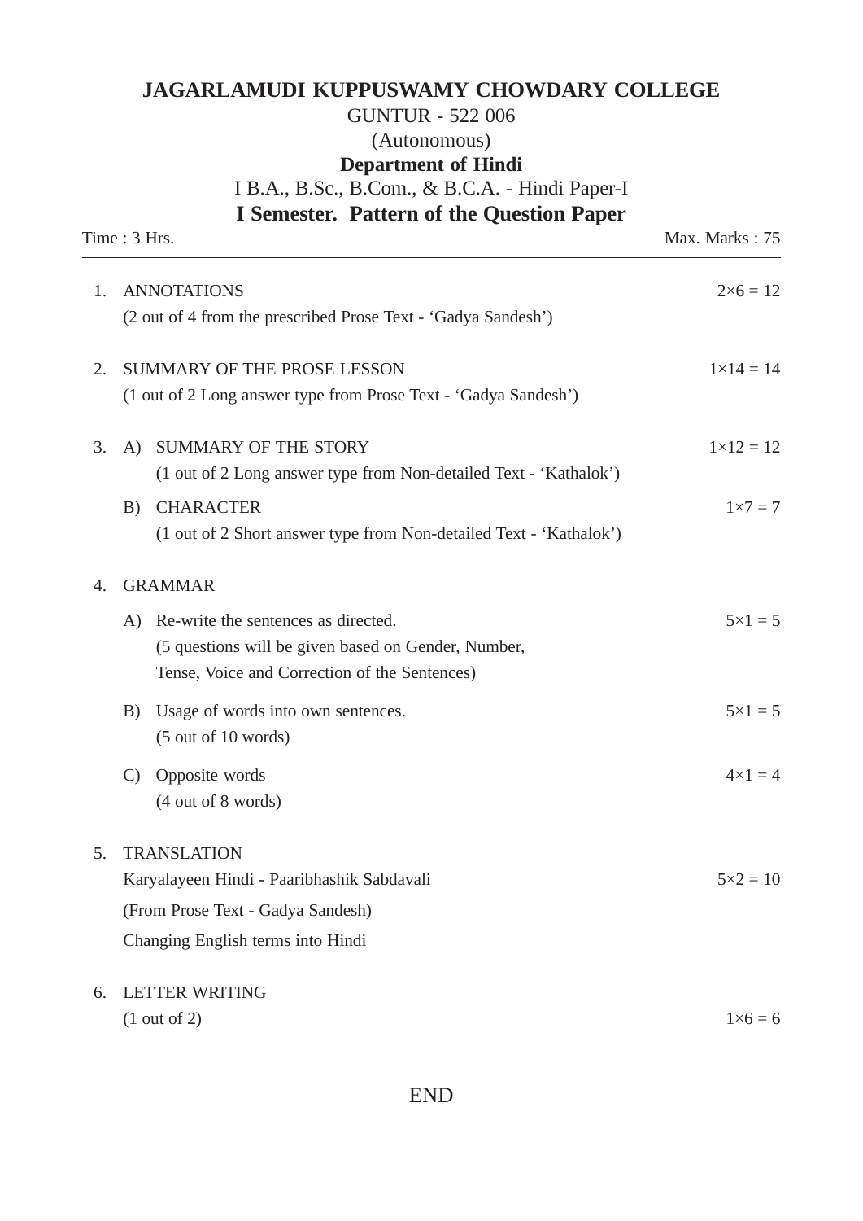# JAGARLAMUDI KUPPUSWAMY CHOWDARY COLLEGE

GUNTUR - 522 006

(Autonomous)

**Department of Hindi**

I B.A., B.Sc., B.Com., & B.C.A. - Hindi Paper-I

**I Semester. Pattern of the Question Paper**

Time : 3 Hrs. Max. Marks : 75

---

1. ANNOTATIONS — $2 \times 6 = 12$
   (2 out of 4 from the prescribed Prose Text - 'Gadya Sandesh')

2. SUMMARY OF THE PROSE LESSON — $1 \times 14 = 14$
   (1 out of 2 Long answer type from Prose Text - 'Gadya Sandesh')

3. A) SUMMARY OF THE STORY — $1 \times 12 = 12$
   (1 out of 2 Long answer type from Non-detailed Text - 'Kathalok')

   B) CHARACTER — $1 \times 7 = 7$
   (1 out of 2 Short answer type from Non-detailed Text - 'Kathalok')

4. GRAMMAR

   A) Re-write the sentences as directed. — $5 \times 1 = 5$
   (5 questions will be given based on Gender, Number, Tense, Voice and Correction of the Sentences)

   B) Usage of words into own sentences. — $5 \times 1 = 5$
   (5 out of 10 words)

   C) Opposite words — $4 \times 1 = 4$
   (4 out of 8 words)

5. TRANSLATION
   Karyalayeen Hindi - Paaribhashik Sabdavali — $5 \times 2 = 10$
   (From Prose Text - Gadya Sandesh)
   Changing English terms into Hindi

6. LETTER WRITING
   (1 out of 2) — $1 \times 6 = 6$

END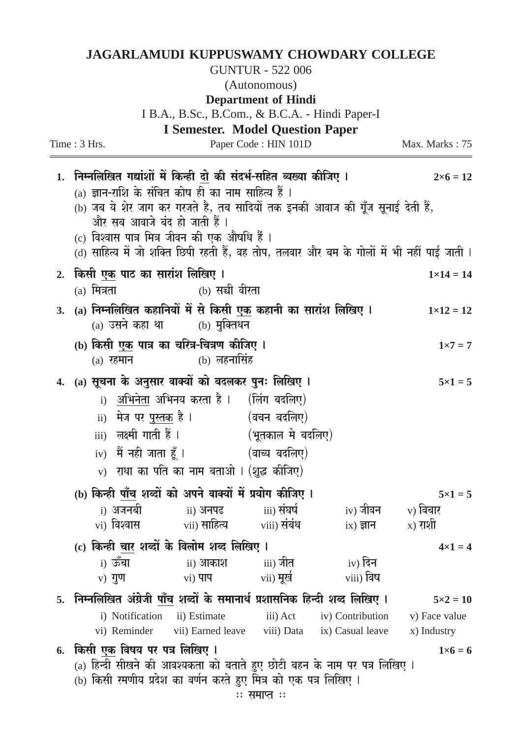# JAGARLAMUDI KUPPUSWAMY CHOWDARY COLLEGE

GUNTUR - 522 006

(Autonomous)

**Department of Hindi**

I B.A., B.Sc., B.Com., & B.C.A. - Hindi Paper-I

**I Semester. Model Question Paper**

Time : 3 Hrs. Paper Code : HIN 101D Max. Marks : 75

---

**1. निम्नलिखित गद्यांशों में किन्ही <u>दो</u> की संदर्भ-सहित व्याख्या कीजिए ।** **2×6 = 12**

(a) ज्ञान-राशि के संचित कोष ही का नाम साहित्य हैं ।

(b) जब ये शेर जाग कर गरजते है, तब सादियों तक इनकी आवाज की गूँज सूनाई देती हैं, और सब आवाजे बंद हो जाती हैं ।

(c) विश्वास पात्र मित्र जीवन की एक औषधि हैं ।

(d) साहित्य में जो शक्ति छिपी रहती हैं, वह तोप, तलवार और बम के गोलों में भी नहीं पाई जाती ।

**2. किसी <u>एक</u> पाठ का सारांश लिखिए ।** **1×14 = 14**

(a) मित्रता (b) सच्ची वीरता

**3. (a) निम्नलिखित कहानियों में से किसी <u>एक</u> कहानी का सारांश लिखिए ।** **1×12 = 12**

(a) उसने कहा था (b) मुक्तिधन

**(b) किसी <u>एक</u> पात्र का चरित्र-चित्रण कीजिए ।** **1×7 = 7**

(a) रहमान (b) लहनासिंह

**4. (a) सूचना के अनुसार वाक्यों को बदलकर पुनः लिखिए ।** **5×1 = 5**

i) <u>अभिनेता</u> अभिनय करता है । (लिंग बदलिए)

ii) मेज पर <u>पुस्तक</u> है । (वचन बदलिए)

iii) लक्ष्मी गाती हैं । (भूतकाल मे बदलिए)

iv) मैं नही जाता हूँ । (वाच्य बदलिए)

v) राधा का पति का नाम बताओ । (शुद्ध कीजिए)

**(b) किन्ही <u>पाँच</u> शब्दों को अपने वाक्यों में प्रयोग कीजिए ।** **5×1 = 5**

i) अजनबी ii) अनपढ iii) संघर्ष iv) जीवन v) विचार
vi) विश्वास vii) साहित्य viii) संबंध ix) ज्ञान x) राशी

**(c) किन्ही <u>चार</u> शब्दों के विलोम शब्द लिखिए ।** **4×1 = 4**

i) ऊँचा ii) आकाश iii) जीत iv) दिन
v) गुण vi) पाप vii) मूर्ख viii) विष

**5. निम्नलिखित अंग्रेजी <u>पाँच</u> शब्दों के समानार्थ प्रशासनिक हिन्दी शब्द लिखिए ।** **5×2 = 10**

i) Notification ii) Estimate iii) Act iv) Contribution v) Face value
vi) Reminder vii) Earned leave viii) Data ix) Casual leave x) Industry

**6. किसी <u>एक</u> विषय पर पत्र लिखिए ।** **1×6 = 6**

(a) हिन्दी सीखने की आवश्यकता को बताते हुए छोटी बहन के नाम पर पत्र लिखिए ।

(b) किसी रमणीय प्रदेश का वर्णन करते हुए मित्र को एक पत्र लिखिए ।

:: समाप्त ::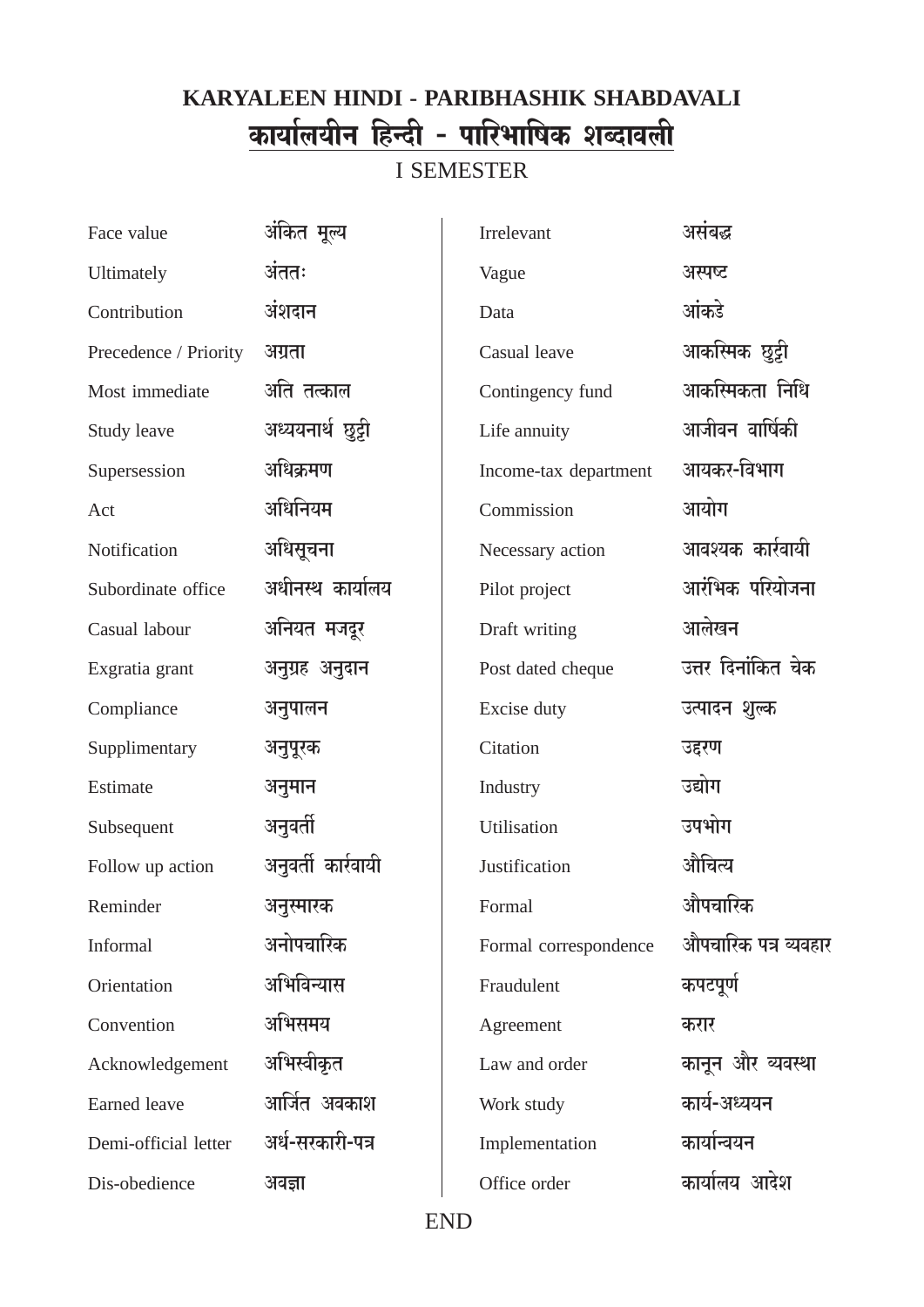# KARYALEEN HINDI - PARIBHASHIK SHABDAVALI

## कार्यालयीन हिन्दी - पारिभाषिक शब्दावली

### I SEMESTER

| | |
|---|---|
| Face value | अंकित मूल्य |
| Ultimately | अंततः |
| Contribution | अंशदान |
| Precedence / Priority | अग्रता |
| Most immediate | अति तत्काल |
| Study leave | अध्ययनार्थ छुट्टी |
| Supersession | अधिक्रमण |
| Act | अधिनियम |
| Notification | अधिसूचना |
| Subordinate office | अधीनस्थ कार्यालय |
| Casual labour | अनियत मजदूर |
| Exgratia grant | अनुग्रह अनुदान |
| Compliance | अनुपालन |
| Supplimentary | अनुपूरक |
| Estimate | अनुमान |
| Subsequent | अनुवर्ती |
| Follow up action | अनुवर्ती कार्रवायी |
| Reminder | अनुस्मारक |
| Informal | अनोपचारिक |
| Orientation | अभिविन्यास |
| Convention | अभिसमय |
| Acknowledgement | अभिस्वीकृत |
| Earned leave | आर्जित अवकाश |
| Demi-official letter | अर्ध-सरकारी-पत्र |
| Dis-obedience | अवज्ञा |
| Irrelevant | असंबद्ध |
| Vague | अस्पष्ट |
| Data | आंकडे |
| Casual leave | आकस्मिक छुट्टी |
| Contingency fund | आकस्मिकता निधि |
| Life annuity | आजीवन वार्षिकी |
| Income-tax department | आयकर-विभाग |
| Commission | आयोग |
| Necessary action | आवश्यक कार्रवायी |
| Pilot project | आरंभिक परियोजना |
| Draft writing | आलेखन |
| Post dated cheque | उत्तर दिनांकित चेक |
| Excise duty | उत्पादन शुल्क |
| Citation | उद्दरण |
| Industry | उद्योग |
| Utilisation | उपभोग |
| Justification | औचित्य |
| Formal | औपचारिक |
| Formal correspondence | औपचारिक पत्र व्यवहार |
| Fraudulent | कपटपूर्ण |
| Agreement | करार |
| Law and order | कानून और व्यवस्था |
| Work study | कार्य-अध्ययन |
| Implementation | कार्यान्वयन |
| Office order | कार्यालय आदेश |

END